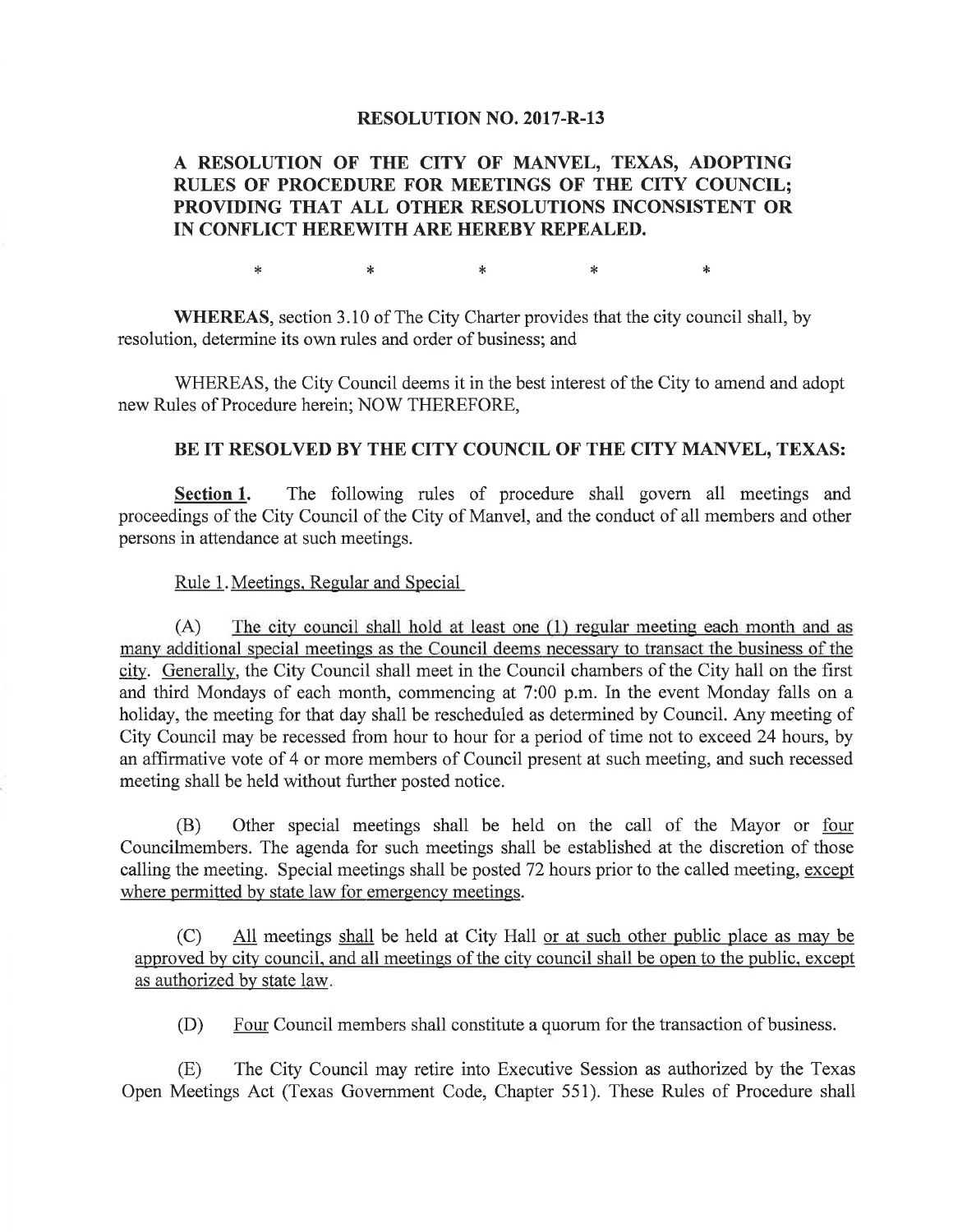# RESOLUTION NO. 2017-R-13

## A RESOLUTION OF THE CITY OF MANVEL, TEXAS, ADOPTING RULES OF PROCEDURE FOR MEETINGS OF THE CITY COUNCIL; PROVIDING THAT ALL OTHER RESOLUTIONS INCONSISTENT OR IN CONFLICT HEREWITH ARE HEREBY REPEALED.

\* \* \* \* \*

**WHEREAS**, section 3.10 of The City Charter provides that the city council shall, by resolution, determine its own rules and order of business; and

WHEREAS, the City Council deems it in the best interest of the City to amend and adopt new Rules of Procedure herein; NOW THEREFORE,

**BE IT RESOLVED BY THE CITY COUNCIL OF THE CITY MANVEL, TEXAS:**

**Section 1.** The following rules of procedure shall govern all meetings and proceedings of the City Council of the City of Manvel, and the conduct of all members and other persons in attendance at such meetings.

Rule 1. Meetings, Regular and Special

(A) The city council shall hold at least one (1) regular meeting each month and as many additional special meetings as the Council deems necessary to transact the business of the city. Generally, the City Council shall meet in the Council chambers of the City hall on the first and third Mondays of each month, commencing at 7:00 p.m. In the event Monday falls on a holiday, the meeting for that day shall be rescheduled as determined by Council. Any meeting of City Council may be recessed from hour to hour for a period of time not to exceed 24 hours, by an affirmative vote of 4 or more members of Council present at such meeting, and such recessed meeting shall be held without further posted notice.

(B) Other special meetings shall be held on the call of the Mayor or four Councilmembers. The agenda for such meetings shall be established at the discretion of those calling the meeting. Special meetings shall be posted 72 hours prior to the called meeting, except where permitted by state law for emergency meetings.

(C) All meetings shall be held at City Hall or at such other public place as may be approved by city council, and all meetings of the city council shall be open to the public, except as authorized by state law.

(D) Four Council members shall constitute a quorum for the transaction of business.

(E) The City Council may retire into Executive Session as authorized by the Texas Open Meetings Act (Texas Government Code, Chapter 551). These Rules of Procedure shall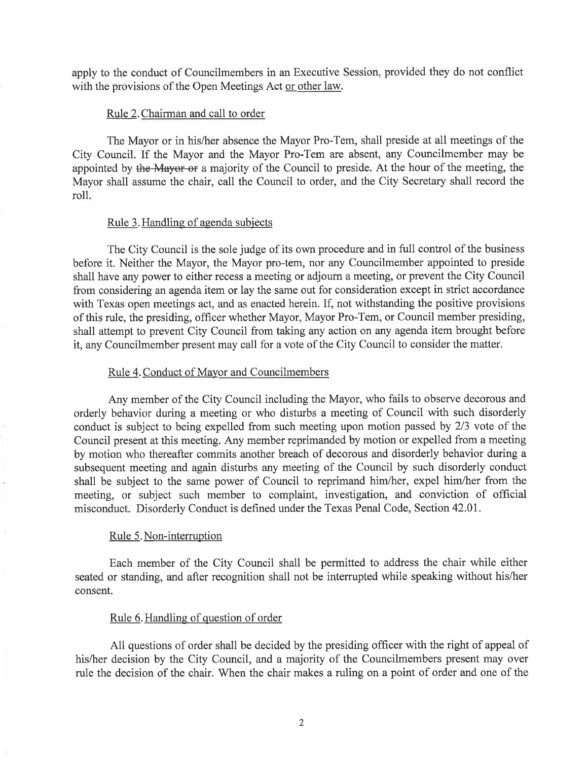apply to the conduct of Councilmembers in an Executive Session, provided they do not conflict with the provisions of the Open Meetings Act or other law.

Rule 2. Chairman and call to order

The Mayor or in his/her absence the Mayor Pro-Tem, shall preside at all meetings of the City Council. If the Mayor and the Mayor Pro-Tem are absent, any Councilmember may be appointed by ~~the Mayor or~~ a majority of the Council to preside. At the hour of the meeting, the Mayor shall assume the chair, call the Council to order, and the City Secretary shall record the roll.

Rule 3. Handling of agenda subjects

The City Council is the sole judge of its own procedure and in full control of the business before it. Neither the Mayor, the Mayor pro-tem, nor any Councilmember appointed to preside shall have any power to either recess a meeting or adjourn a meeting, or prevent the City Council from considering an agenda item or lay the same out for consideration except in strict accordance with Texas open meetings act, and as enacted herein. If, not withstanding the positive provisions of this rule, the presiding, officer whether Mayor, Mayor Pro-Tem, or Council member presiding, shall attempt to prevent City Council from taking any action on any agenda item brought before it, any Councilmember present may call for a vote of the City Council to consider the matter.

Rule 4. Conduct of Mayor and Councilmembers

Any member of the City Council including the Mayor, who fails to observe decorous and orderly behavior during a meeting or who disturbs a meeting of Council with such disorderly conduct is subject to being expelled from such meeting upon motion passed by 2/3 vote of the Council present at this meeting. Any member reprimanded by motion or expelled from a meeting by motion who thereafter commits another breach of decorous and disorderly behavior during a subsequent meeting and again disturbs any meeting of the Council by such disorderly conduct shall be subject to the same power of Council to reprimand him/her, expel him/her from the meeting, or subject such member to complaint, investigation, and conviction of official misconduct. Disorderly Conduct is defined under the Texas Penal Code, Section 42.01.

Rule 5. Non-interruption

Each member of the City Council shall be permitted to address the chair while either seated or standing, and after recognition shall not be interrupted while speaking without his/her consent.

Rule 6. Handling of question of order

All questions of order shall be decided by the presiding officer with the right of appeal of his/her decision by the City Council, and a majority of the Councilmembers present may over rule the decision of the chair. When the chair makes a ruling on a point of order and one of the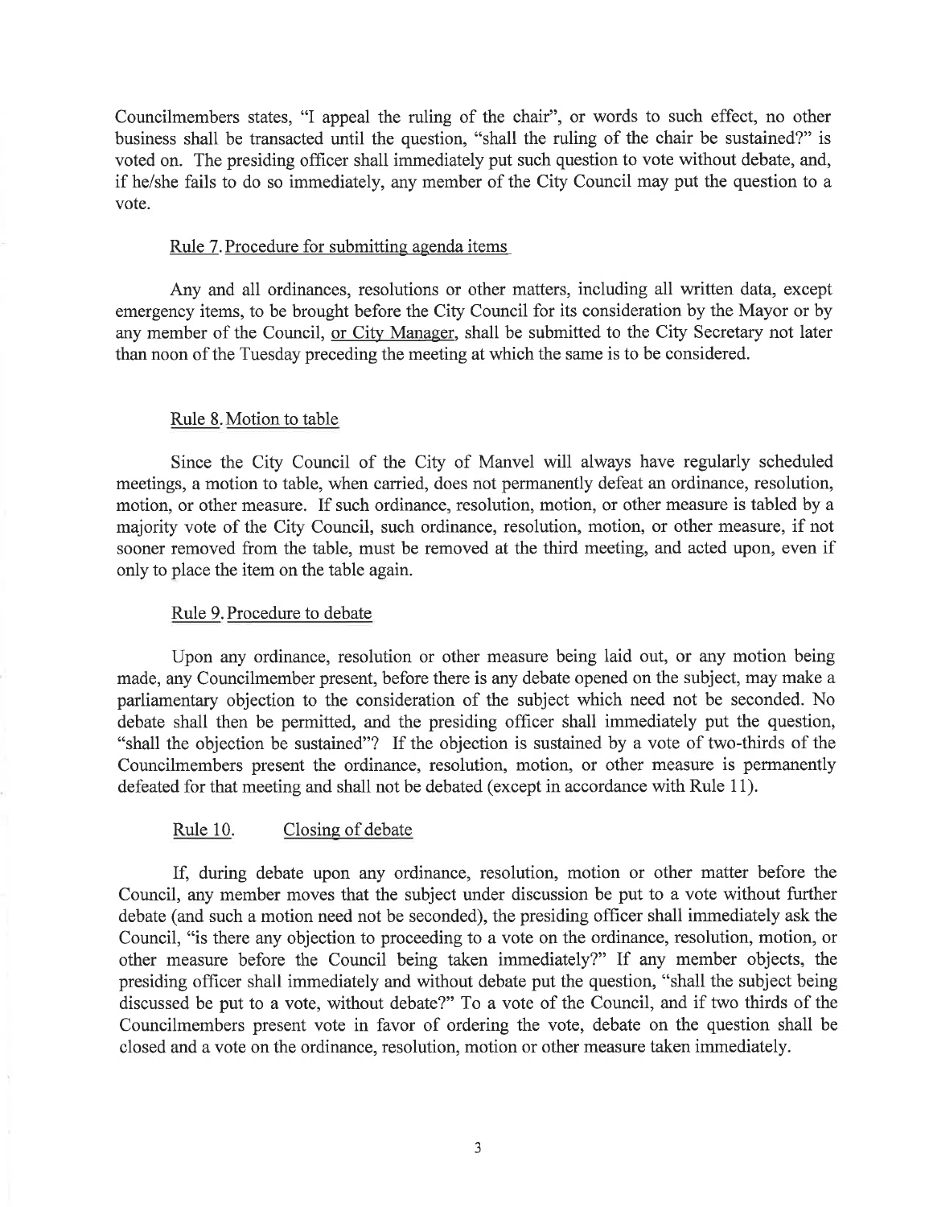Councilmembers states, "I appeal the ruling of the chair", or words to such effect, no other business shall be transacted until the question, "shall the ruling of the chair be sustained?" is voted on. The presiding officer shall immediately put such question to vote without debate, and, if he/she fails to do so immediately, any member of the City Council may put the question to a vote.

Rule 7. Procedure for submitting agenda items

Any and all ordinances, resolutions or other matters, including all written data, except emergency items, to be brought before the City Council for its consideration by the Mayor or by any member of the Council, or City Manager, shall be submitted to the City Secretary not later than noon of the Tuesday preceding the meeting at which the same is to be considered.

Rule 8. Motion to table

Since the City Council of the City of Manvel will always have regularly scheduled meetings, a motion to table, when carried, does not permanently defeat an ordinance, resolution, motion, or other measure. If such ordinance, resolution, motion, or other measure is tabled by a majority vote of the City Council, such ordinance, resolution, motion, or other measure, if not sooner removed from the table, must be removed at the third meeting, and acted upon, even if only to place the item on the table again.

Rule 9. Procedure to debate

Upon any ordinance, resolution or other measure being laid out, or any motion being made, any Councilmember present, before there is any debate opened on the subject, may make a parliamentary objection to the consideration of the subject which need not be seconded. No debate shall then be permitted, and the presiding officer shall immediately put the question, "shall the objection be sustained"? If the objection is sustained by a vote of two-thirds of the Councilmembers present the ordinance, resolution, motion, or other measure is permanently defeated for that meeting and shall not be debated (except in accordance with Rule 11).

Rule 10. Closing of debate

If, during debate upon any ordinance, resolution, motion or other matter before the Council, any member moves that the subject under discussion be put to a vote without further debate (and such a motion need not be seconded), the presiding officer shall immediately ask the Council, "is there any objection to proceeding to a vote on the ordinance, resolution, motion, or other measure before the Council being taken immediately?" If any member objects, the presiding officer shall immediately and without debate put the question, "shall the subject being discussed be put to a vote, without debate?" To a vote of the Council, and if two thirds of the Councilmembers present vote in favor of ordering the vote, debate on the question shall be closed and a vote on the ordinance, resolution, motion or other measure taken immediately.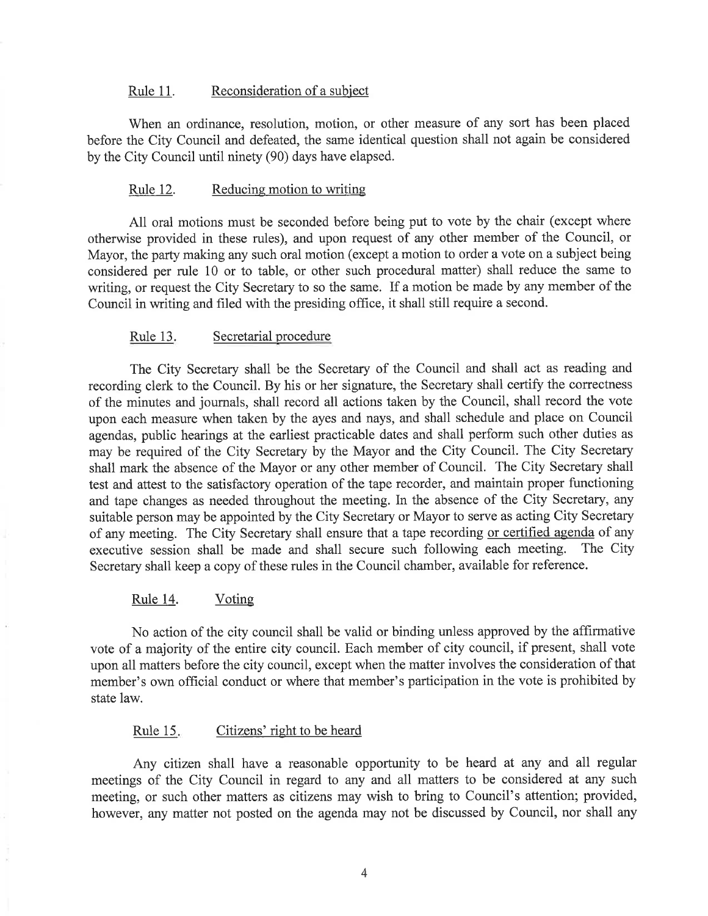Rule 11. Reconsideration of a subject

When an ordinance, resolution, motion, or other measure of any sort has been placed before the City Council and defeated, the same identical question shall not again be considered by the City Council until ninety (90) days have elapsed.

Rule 12. Reducing motion to writing

All oral motions must be seconded before being put to vote by the chair (except where otherwise provided in these rules), and upon request of any other member of the Council, or Mayor, the party making any such oral motion (except a motion to order a vote on a subject being considered per rule 10 or to table, or other such procedural matter) shall reduce the same to writing, or request the City Secretary to so the same. If a motion be made by any member of the Council in writing and filed with the presiding office, it shall still require a second.

Rule 13. Secretarial procedure

The City Secretary shall be the Secretary of the Council and shall act as reading and recording clerk to the Council. By his or her signature, the Secretary shall certify the correctness of the minutes and journals, shall record all actions taken by the Council, shall record the vote upon each measure when taken by the ayes and nays, and shall schedule and place on Council agendas, public hearings at the earliest practicable dates and shall perform such other duties as may be required of the City Secretary by the Mayor and the City Council. The City Secretary shall mark the absence of the Mayor or any other member of Council. The City Secretary shall test and attest to the satisfactory operation of the tape recorder, and maintain proper functioning and tape changes as needed throughout the meeting. In the absence of the City Secretary, any suitable person may be appointed by the City Secretary or Mayor to serve as acting City Secretary of any meeting. The City Secretary shall ensure that a tape recording or certified agenda of any executive session shall be made and shall secure such following each meeting. The City Secretary shall keep a copy of these rules in the Council chamber, available for reference.

Rule 14. Voting

No action of the city council shall be valid or binding unless approved by the affirmative vote of a majority of the entire city council. Each member of city council, if present, shall vote upon all matters before the city council, except when the matter involves the consideration of that member's own official conduct or where that member's participation in the vote is prohibited by state law.

Rule 15. Citizens' right to be heard

Any citizen shall have a reasonable opportunity to be heard at any and all regular meetings of the City Council in regard to any and all matters to be considered at any such meeting, or such other matters as citizens may wish to bring to Council's attention; provided, however, any matter not posted on the agenda may not be discussed by Council, nor shall any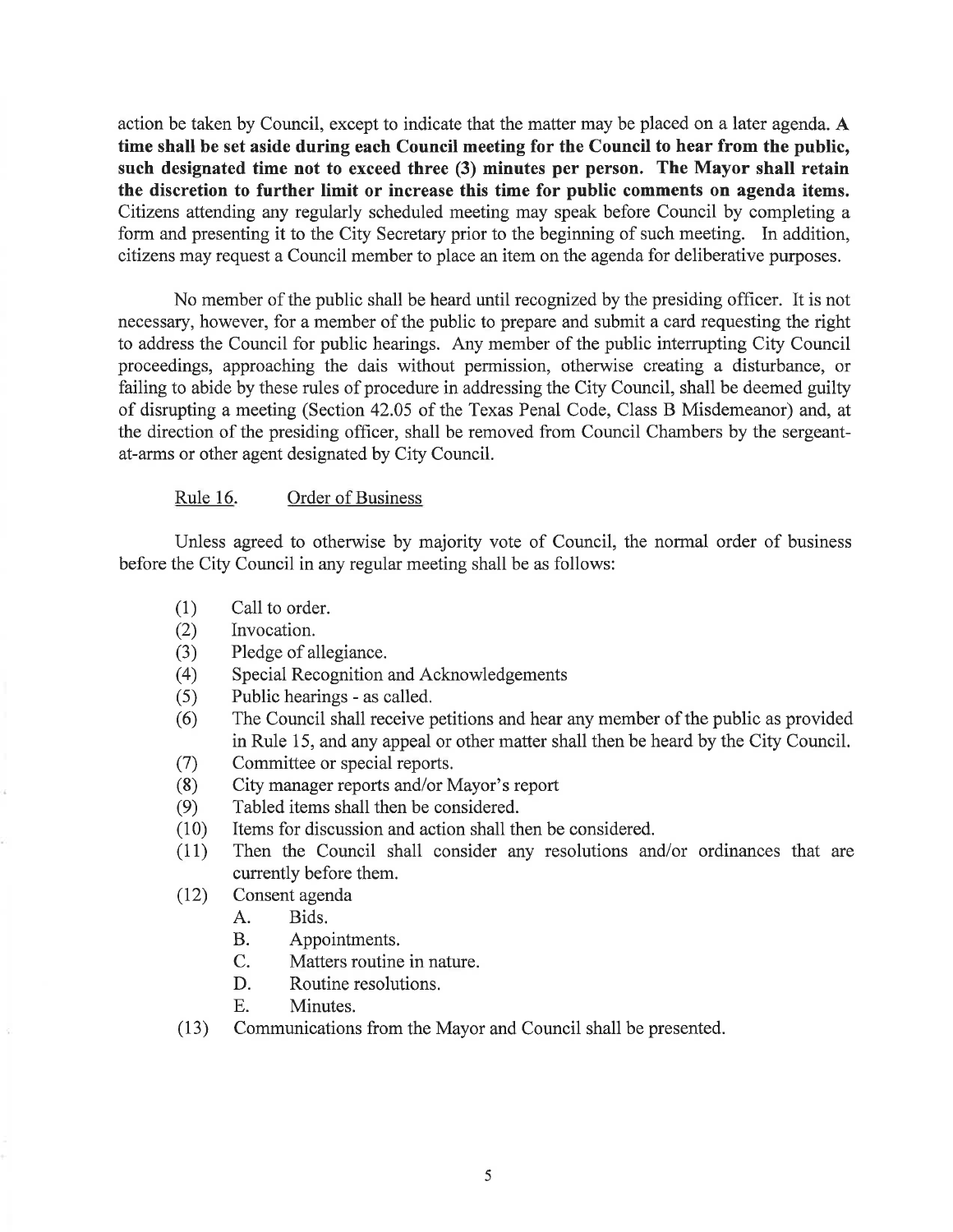action be taken by Council, except to indicate that the matter may be placed on a later agenda. **A time shall be set aside during each Council meeting for the Council to hear from the public, such designated time not to exceed three (3) minutes per person. The Mayor shall retain the discretion to further limit or increase this time for public comments on agenda items.** Citizens attending any regularly scheduled meeting may speak before Council by completing a form and presenting it to the City Secretary prior to the beginning of such meeting. In addition, citizens may request a Council member to place an item on the agenda for deliberative purposes.

No member of the public shall be heard until recognized by the presiding officer. It is not necessary, however, for a member of the public to prepare and submit a card requesting the right to address the Council for public hearings. Any member of the public interrupting City Council proceedings, approaching the dais without permission, otherwise creating a disturbance, or failing to abide by these rules of procedure in addressing the City Council, shall be deemed guilty of disrupting a meeting (Section 42.05 of the Texas Penal Code, Class B Misdemeanor) and, at the direction of the presiding officer, shall be removed from Council Chambers by the sergeant-at-arms or other agent designated by City Council.

Rule 16. Order of Business

Unless agreed to otherwise by majority vote of Council, the normal order of business before the City Council in any regular meeting shall be as follows:

(1) Call to order.
(2) Invocation.
(3) Pledge of allegiance.
(4) Special Recognition and Acknowledgements
(5) Public hearings - as called.
(6) The Council shall receive petitions and hear any member of the public as provided in Rule 15, and any appeal or other matter shall then be heard by the City Council.
(7) Committee or special reports.
(8) City manager reports and/or Mayor's report
(9) Tabled items shall then be considered.
(10) Items for discussion and action shall then be considered.
(11) Then the Council shall consider any resolutions and/or ordinances that are currently before them.
(12) Consent agenda
  A. Bids.
  B. Appointments.
  C. Matters routine in nature.
  D. Routine resolutions.
  E. Minutes.
(13) Communications from the Mayor and Council shall be presented.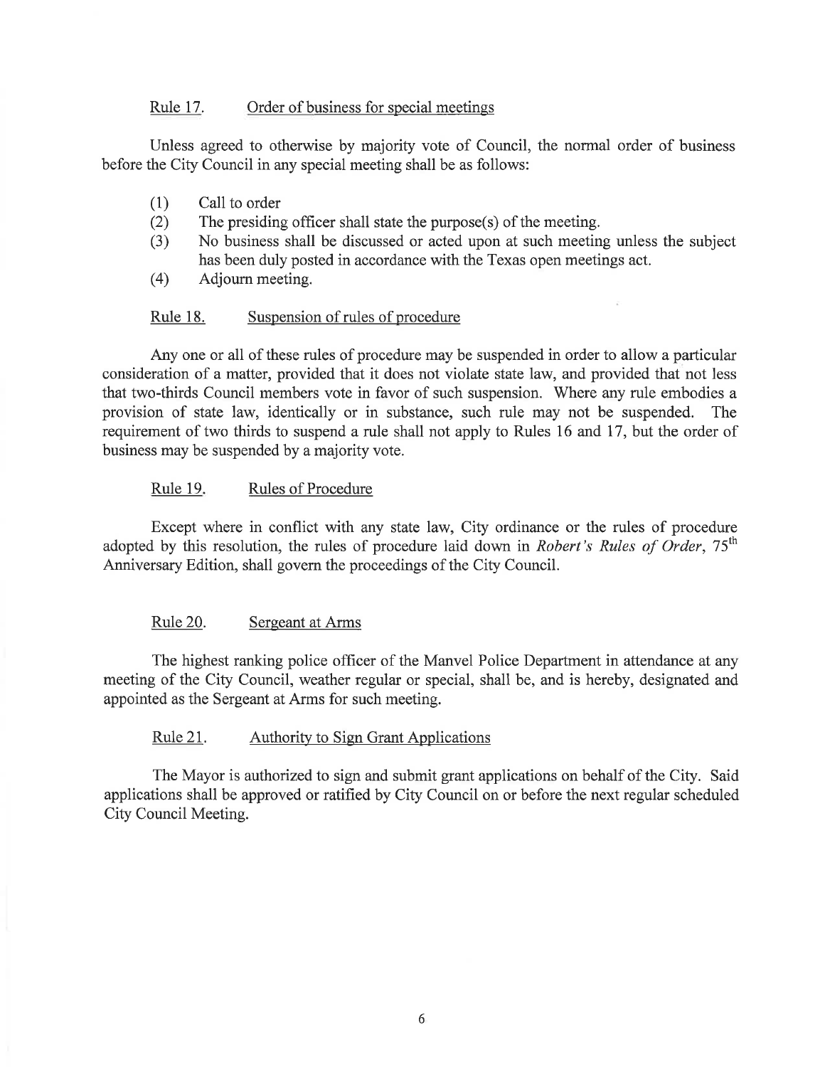Rule 17. Order of business for special meetings

Unless agreed to otherwise by majority vote of Council, the normal order of business before the City Council in any special meeting shall be as follows:

(1) Call to order
(2) The presiding officer shall state the purpose(s) of the meeting.
(3) No business shall be discussed or acted upon at such meeting unless the subject has been duly posted in accordance with the Texas open meetings act.
(4) Adjourn meeting.

Rule 18. Suspension of rules of procedure

Any one or all of these rules of procedure may be suspended in order to allow a particular consideration of a matter, provided that it does not violate state law, and provided that not less that two-thirds Council members vote in favor of such suspension. Where any rule embodies a provision of state law, identically or in substance, such rule may not be suspended. The requirement of two thirds to suspend a rule shall not apply to Rules 16 and 17, but the order of business may be suspended by a majority vote.

Rule 19. Rules of Procedure

Except where in conflict with any state law, City ordinance or the rules of procedure adopted by this resolution, the rules of procedure laid down in *Robert's Rules of Order*, 75th Anniversary Edition, shall govern the proceedings of the City Council.

Rule 20. Sergeant at Arms

The highest ranking police officer of the Manvel Police Department in attendance at any meeting of the City Council, weather regular or special, shall be, and is hereby, designated and appointed as the Sergeant at Arms for such meeting.

Rule 21. Authority to Sign Grant Applications

The Mayor is authorized to sign and submit grant applications on behalf of the City. Said applications shall be approved or ratified by City Council on or before the next regular scheduled City Council Meeting.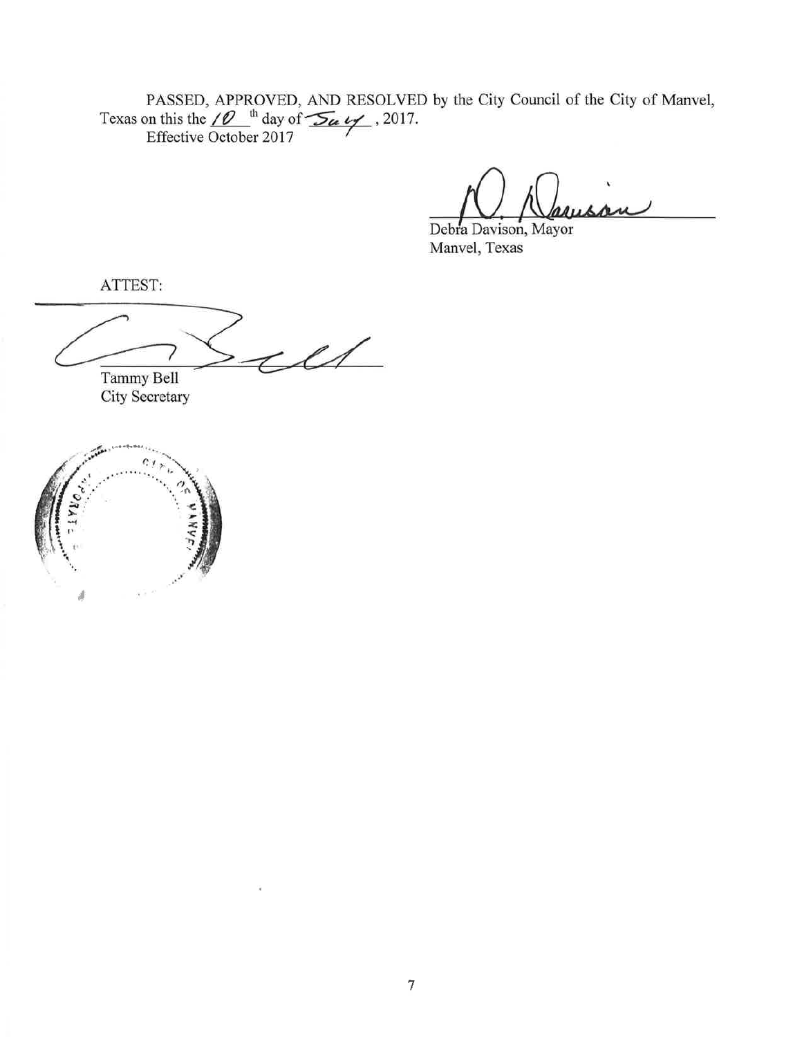PASSED, APPROVED, AND RESOLVED by the City Council of the City of Manvel, Texas on this the 10 th day of July, 2017.
Effective October 2017

Debra Davison, Mayor
Manvel, Texas

ATTEST:

Tammy Bell
City Secretary